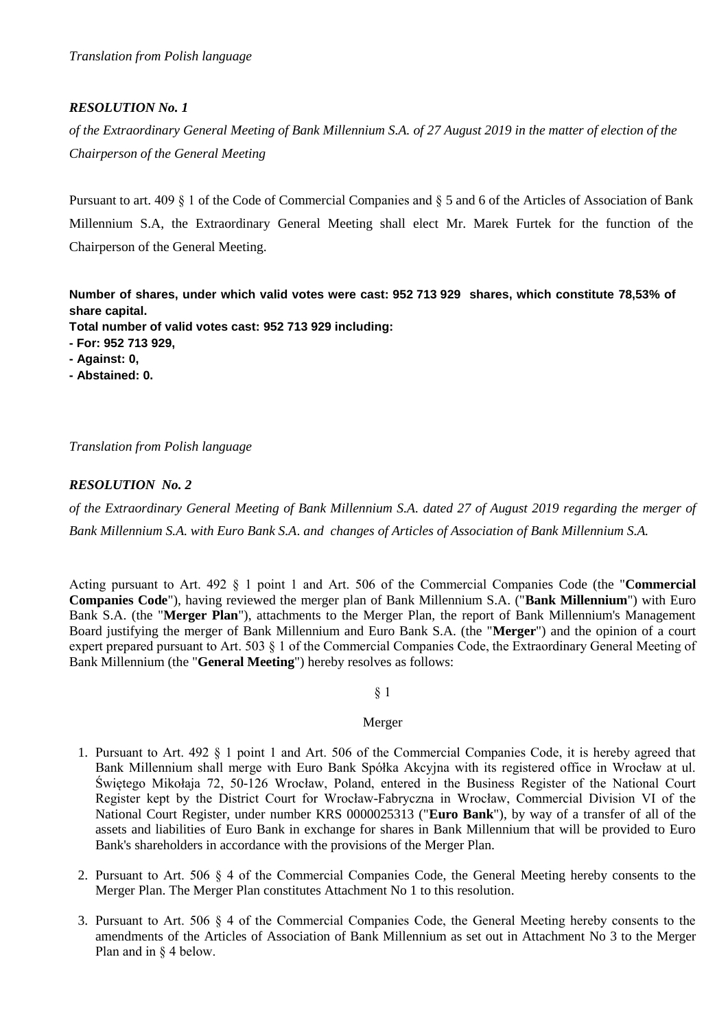*Translation from Polish language*

***RESOLUTION No. 1***

*of the Extraordinary General Meeting of Bank Millennium S.A. of 27 August 2019 in the matter of election of the Chairperson of the General Meeting*

Pursuant to art. 409 § 1 of the Code of Commercial Companies and § 5 and 6 of the Articles of Association of Bank Millennium S.A, the Extraordinary General Meeting shall elect Mr. Marek Furtek for the function of the Chairperson of the General Meeting.

**Number of shares, under which valid votes were cast: 952 713 929 shares, which constitute 78,53% of share capital.**
**Total number of valid votes cast: 952 713 929 including:**
**- For: 952 713 929,**
**- Against: 0,**
**- Abstained: 0.**

*Translation from Polish language*

***RESOLUTION No. 2***

*of the Extraordinary General Meeting of Bank Millennium S.A. dated 27 of August 2019 regarding the merger of Bank Millennium S.A. with Euro Bank S.A. and changes of Articles of Association of Bank Millennium S.A.*

Acting pursuant to Art. 492 § 1 point 1 and Art. 506 of the Commercial Companies Code (the "**Commercial Companies Code**"), having reviewed the merger plan of Bank Millennium S.A. ("**Bank Millennium**") with Euro Bank S.A. (the "**Merger Plan**"), attachments to the Merger Plan, the report of Bank Millennium's Management Board justifying the merger of Bank Millennium and Euro Bank S.A. (the "**Merger**") and the opinion of a court expert prepared pursuant to Art. 503 § 1 of the Commercial Companies Code, the Extraordinary General Meeting of Bank Millennium (the "**General Meeting**") hereby resolves as follows:

§ 1

Merger

1. Pursuant to Art. 492 § 1 point 1 and Art. 506 of the Commercial Companies Code, it is hereby agreed that Bank Millennium shall merge with Euro Bank Spółka Akcyjna with its registered office in Wrocław at ul. Świętego Mikołaja 72, 50-126 Wrocław, Poland, entered in the Business Register of the National Court Register kept by the District Court for Wrocław-Fabryczna in Wrocław, Commercial Division VI of the National Court Register, under number KRS 0000025313 ("**Euro Bank**"), by way of a transfer of all of the assets and liabilities of Euro Bank in exchange for shares in Bank Millennium that will be provided to Euro Bank's shareholders in accordance with the provisions of the Merger Plan.

2. Pursuant to Art. 506 § 4 of the Commercial Companies Code, the General Meeting hereby consents to the Merger Plan. The Merger Plan constitutes Attachment No 1 to this resolution.

3. Pursuant to Art. 506 § 4 of the Commercial Companies Code, the General Meeting hereby consents to the amendments of the Articles of Association of Bank Millennium as set out in Attachment No 3 to the Merger Plan and in § 4 below.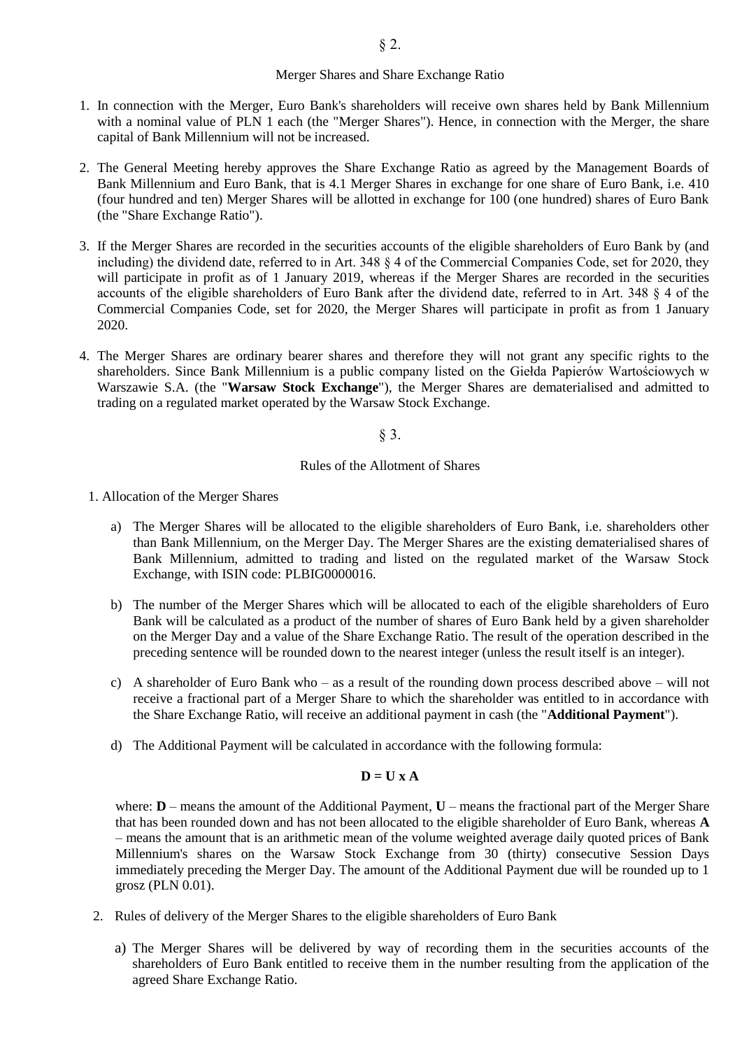## § 2.

### Merger Shares and Share Exchange Ratio

1. In connection with the Merger, Euro Bank's shareholders will receive own shares held by Bank Millennium with a nominal value of PLN 1 each (the "Merger Shares"). Hence, in connection with the Merger, the share capital of Bank Millennium will not be increased.

2. The General Meeting hereby approves the Share Exchange Ratio as agreed by the Management Boards of Bank Millennium and Euro Bank, that is 4.1 Merger Shares in exchange for one share of Euro Bank, i.e. 410 (four hundred and ten) Merger Shares will be allotted in exchange for 100 (one hundred) shares of Euro Bank (the "Share Exchange Ratio").

3. If the Merger Shares are recorded in the securities accounts of the eligible shareholders of Euro Bank by (and including) the dividend date, referred to in Art. 348 § 4 of the Commercial Companies Code, set for 2020, they will participate in profit as of 1 January 2019, whereas if the Merger Shares are recorded in the securities accounts of the eligible shareholders of Euro Bank after the dividend date, referred to in Art. 348 § 4 of the Commercial Companies Code, set for 2020, the Merger Shares will participate in profit as from 1 January 2020.

4. The Merger Shares are ordinary bearer shares and therefore they will not grant any specific rights to the shareholders. Since Bank Millennium is a public company listed on the Giełda Papierów Wartościowych w Warszawie S.A. (the "**Warsaw Stock Exchange**"), the Merger Shares are dematerialised and admitted to trading on a regulated market operated by the Warsaw Stock Exchange.

## § 3.

### Rules of the Allotment of Shares

1. Allocation of the Merger Shares

   a) The Merger Shares will be allocated to the eligible shareholders of Euro Bank, i.e. shareholders other than Bank Millennium, on the Merger Day. The Merger Shares are the existing dematerialised shares of Bank Millennium, admitted to trading and listed on the regulated market of the Warsaw Stock Exchange, with ISIN code: PLBIG0000016.

   b) The number of the Merger Shares which will be allocated to each of the eligible shareholders of Euro Bank will be calculated as a product of the number of shares of Euro Bank held by a given shareholder on the Merger Day and a value of the Share Exchange Ratio. The result of the operation described in the preceding sentence will be rounded down to the nearest integer (unless the result itself is an integer).

   c) A shareholder of Euro Bank who – as a result of the rounding down process described above – will not receive a fractional part of a Merger Share to which the shareholder was entitled to in accordance with the Share Exchange Ratio, will receive an additional payment in cash (the "**Additional Payment**").

   d) The Additional Payment will be calculated in accordance with the following formula:

   $$\mathbf{D = U \times A}$$

   where: **D** – means the amount of the Additional Payment, **U** – means the fractional part of the Merger Share that has been rounded down and has not been allocated to the eligible shareholder of Euro Bank, whereas **A** – means the amount that is an arithmetic mean of the volume weighted average daily quoted prices of Bank Millennium's shares on the Warsaw Stock Exchange from 30 (thirty) consecutive Session Days immediately preceding the Merger Day. The amount of the Additional Payment due will be rounded up to 1 grosz (PLN 0.01).

2. Rules of delivery of the Merger Shares to the eligible shareholders of Euro Bank

   a) The Merger Shares will be delivered by way of recording them in the securities accounts of the shareholders of Euro Bank entitled to receive them in the number resulting from the application of the agreed Share Exchange Ratio.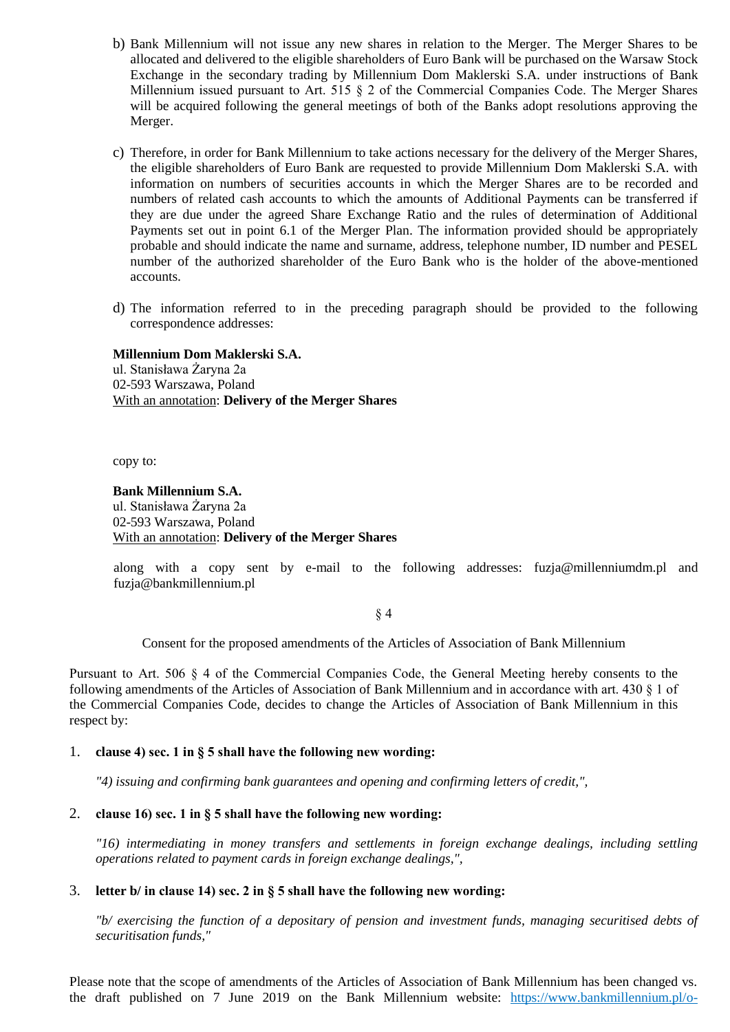b) Bank Millennium will not issue any new shares in relation to the Merger. The Merger Shares to be allocated and delivered to the eligible shareholders of Euro Bank will be purchased on the Warsaw Stock Exchange in the secondary trading by Millennium Dom Maklerski S.A. under instructions of Bank Millennium issued pursuant to Art. 515 § 2 of the Commercial Companies Code. The Merger Shares will be acquired following the general meetings of both of the Banks adopt resolutions approving the Merger.

c) Therefore, in order for Bank Millennium to take actions necessary for the delivery of the Merger Shares, the eligible shareholders of Euro Bank are requested to provide Millennium Dom Maklerski S.A. with information on numbers of securities accounts in which the Merger Shares are to be recorded and numbers of related cash accounts to which the amounts of Additional Payments can be transferred if they are due under the agreed Share Exchange Ratio and the rules of determination of Additional Payments set out in point 6.1 of the Merger Plan. The information provided should be appropriately probable and should indicate the name and surname, address, telephone number, ID number and PESEL number of the authorized shareholder of the Euro Bank who is the holder of the above-mentioned accounts.

d) The information referred to in the preceding paragraph should be provided to the following correspondence addresses:

**Millennium Dom Maklerski S.A.**
ul. Stanisława Żaryna 2a
02-593 Warszawa, Poland
With an annotation: **Delivery of the Merger Shares**

copy to:

**Bank Millennium S.A.**
ul. Stanisława Żaryna 2a
02-593 Warszawa, Poland
With an annotation: **Delivery of the Merger Shares**

along with a copy sent by e-mail to the following addresses: fuzja@millenniumdm.pl and fuzja@bankmillennium.pl

§ 4

Consent for the proposed amendments of the Articles of Association of Bank Millennium

Pursuant to Art. 506 § 4 of the Commercial Companies Code, the General Meeting hereby consents to the following amendments of the Articles of Association of Bank Millennium and in accordance with art. 430 § 1 of the Commercial Companies Code, decides to change the Articles of Association of Bank Millennium in this respect by:

1. **clause 4) sec. 1 in § 5 shall have the following new wording:**

   *"4) issuing and confirming bank guarantees and opening and confirming letters of credit,",*

2. **clause 16) sec. 1 in § 5 shall have the following new wording:**

   *"16) intermediating in money transfers and settlements in foreign exchange dealings, including settling operations related to payment cards in foreign exchange dealings,",*

3. **letter b/ in clause 14) sec. 2 in § 5 shall have the following new wording:**

   *"b/ exercising the function of a depositary of pension and investment funds, managing securitised debts of securitisation funds,"*

Please note that the scope of amendments of the Articles of Association of Bank Millennium has been changed vs. the draft published on 7 June 2019 on the Bank Millennium website: https://www.bankmillennium.pl/o-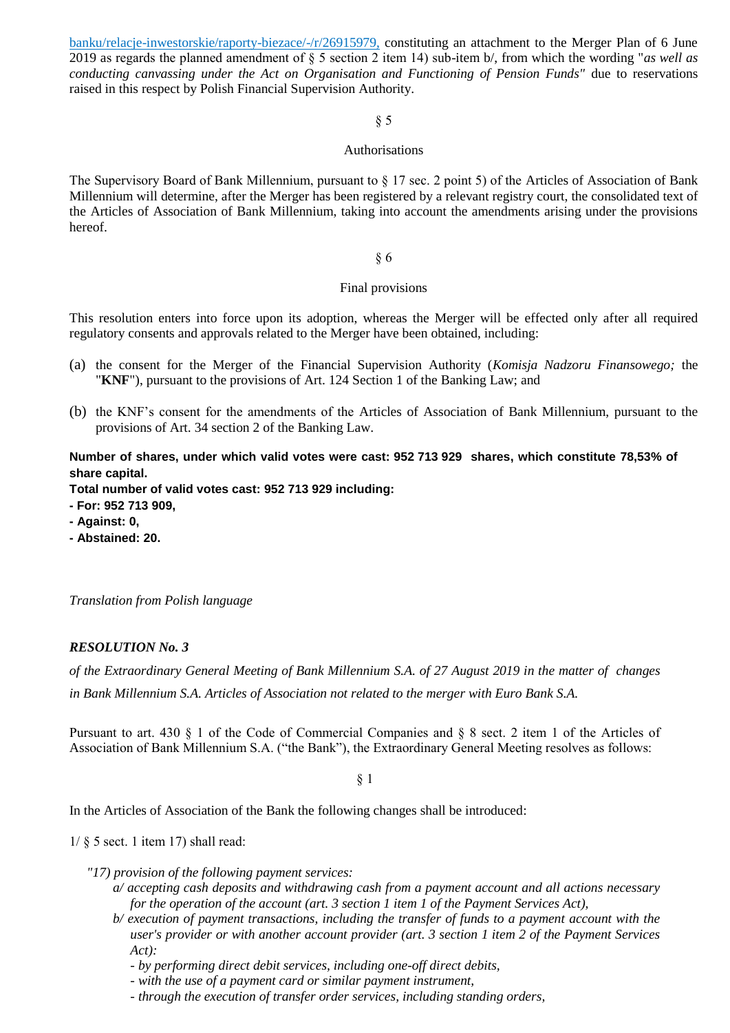banku/relacje-inwestorskie/raporty-biezace/-/r/26915979, constituting an attachment to the Merger Plan of 6 June 2019 as regards the planned amendment of § 5 section 2 item 14) sub-item b/, from which the wording "*as well as conducting canvassing under the Act on Organisation and Functioning of Pension Funds*" due to reservations raised in this respect by Polish Financial Supervision Authority.

§ 5

Authorisations

The Supervisory Board of Bank Millennium, pursuant to § 17 sec. 2 point 5) of the Articles of Association of Bank Millennium will determine, after the Merger has been registered by a relevant registry court, the consolidated text of the Articles of Association of Bank Millennium, taking into account the amendments arising under the provisions hereof.

§ 6

Final provisions

This resolution enters into force upon its adoption, whereas the Merger will be effected only after all required regulatory consents and approvals related to the Merger have been obtained, including:

(a) the consent for the Merger of the Financial Supervision Authority (*Komisja Nadzoru Finansowego;* the "**KNF**"), pursuant to the provisions of Art. 124 Section 1 of the Banking Law; and

(b) the KNF's consent for the amendments of the Articles of Association of Bank Millennium, pursuant to the provisions of Art. 34 section 2 of the Banking Law.

**Number of shares, under which valid votes were cast: 952 713 929 shares, which constitute 78,53% of share capital.**

**Total number of valid votes cast: 952 713 929 including:**

**- For: 952 713 909,**

**- Against: 0,**

**- Abstained: 20.**

*Translation from Polish language*

***RESOLUTION No. 3***

*of the Extraordinary General Meeting of Bank Millennium S.A. of 27 August 2019 in the matter of changes in Bank Millennium S.A. Articles of Association not related to the merger with Euro Bank S.A.*

Pursuant to art. 430 § 1 of the Code of Commercial Companies and § 8 sect. 2 item 1 of the Articles of Association of Bank Millennium S.A. ("the Bank"), the Extraordinary General Meeting resolves as follows:

§ 1

In the Articles of Association of the Bank the following changes shall be introduced:

1/ § 5 sect. 1 item 17) shall read:

*"17) provision of the following payment services:*

*a/ accepting cash deposits and withdrawing cash from a payment account and all actions necessary for the operation of the account (art. 3 section 1 item 1 of the Payment Services Act),*

*b/ execution of payment transactions, including the transfer of funds to a payment account with the user's provider or with another account provider (art. 3 section 1 item 2 of the Payment Services Act):*

*- by performing direct debit services, including one-off direct debits,*

*- with the use of a payment card or similar payment instrument,*

*- through the execution of transfer order services, including standing orders,*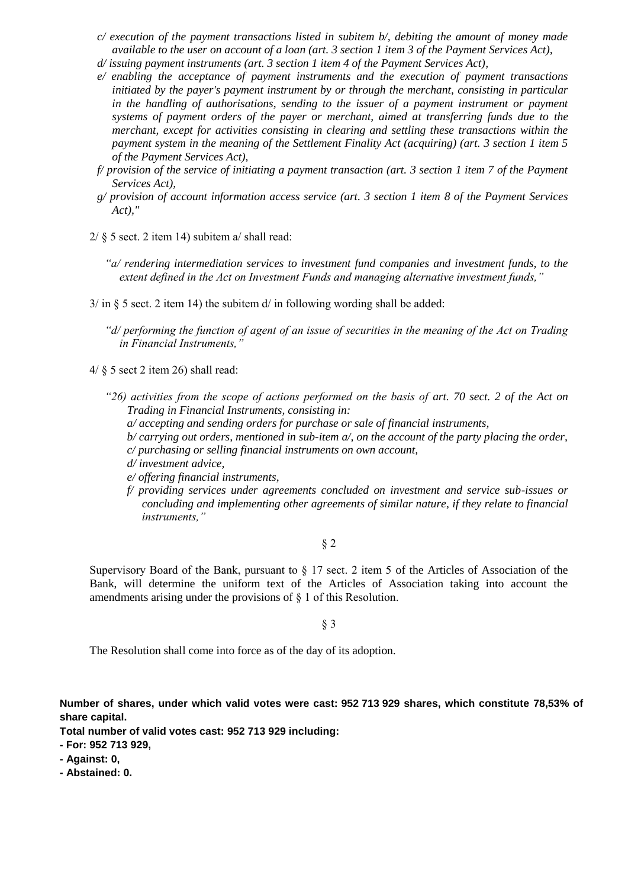*c/ execution of the payment transactions listed in subitem b/, debiting the amount of money made available to the user on account of a loan (art. 3 section 1 item 3 of the Payment Services Act),*

*d/ issuing payment instruments (art. 3 section 1 item 4 of the Payment Services Act),*

*e/ enabling the acceptance of payment instruments and the execution of payment transactions initiated by the payer's payment instrument by or through the merchant, consisting in particular in the handling of authorisations, sending to the issuer of a payment instrument or payment systems of payment orders of the payer or merchant, aimed at transferring funds due to the merchant, except for activities consisting in clearing and settling these transactions within the payment system in the meaning of the Settlement Finality Act (acquiring) (art. 3 section 1 item 5 of the Payment Services Act),*

*f/ provision of the service of initiating a payment transaction (art. 3 section 1 item 7 of the Payment Services Act),*

*g/ provision of account information access service (art. 3 section 1 item 8 of the Payment Services Act),"*

2/ § 5 sect. 2 item 14) subitem a/ shall read:

*"a/ rendering intermediation services to investment fund companies and investment funds, to the extent defined in the Act on Investment Funds and managing alternative investment funds,"*

3/ in § 5 sect. 2 item 14) the subitem d/ in following wording shall be added:

*"d/ performing the function of agent of an issue of securities in the meaning of the Act on Trading in Financial Instruments,"*

4/ § 5 sect 2 item 26) shall read:

*"26) activities from the scope of actions performed on the basis of art. 70 sect. 2 of the Act on Trading in Financial Instruments, consisting in:*

*a/ accepting and sending orders for purchase or sale of financial instruments,*

*b/ carrying out orders, mentioned in sub-item a/, on the account of the party placing the order,*

*c/ purchasing or selling financial instruments on own account,*

*d/ investment advice,*

*e/ offering financial instruments,*

*f/ providing services under agreements concluded on investment and service sub-issues or concluding and implementing other agreements of similar nature, if they relate to financial instruments,"*

§ 2

Supervisory Board of the Bank, pursuant to § 17 sect. 2 item 5 of the Articles of Association of the Bank, will determine the uniform text of the Articles of Association taking into account the amendments arising under the provisions of § 1 of this Resolution.

§ 3

The Resolution shall come into force as of the day of its adoption.

**Number of shares, under which valid votes were cast: 952 713 929 shares, which constitute 78,53% of share capital.**

**Total number of valid votes cast: 952 713 929 including:**

**- For: 952 713 929,**

**- Against: 0,**

**- Abstained: 0.**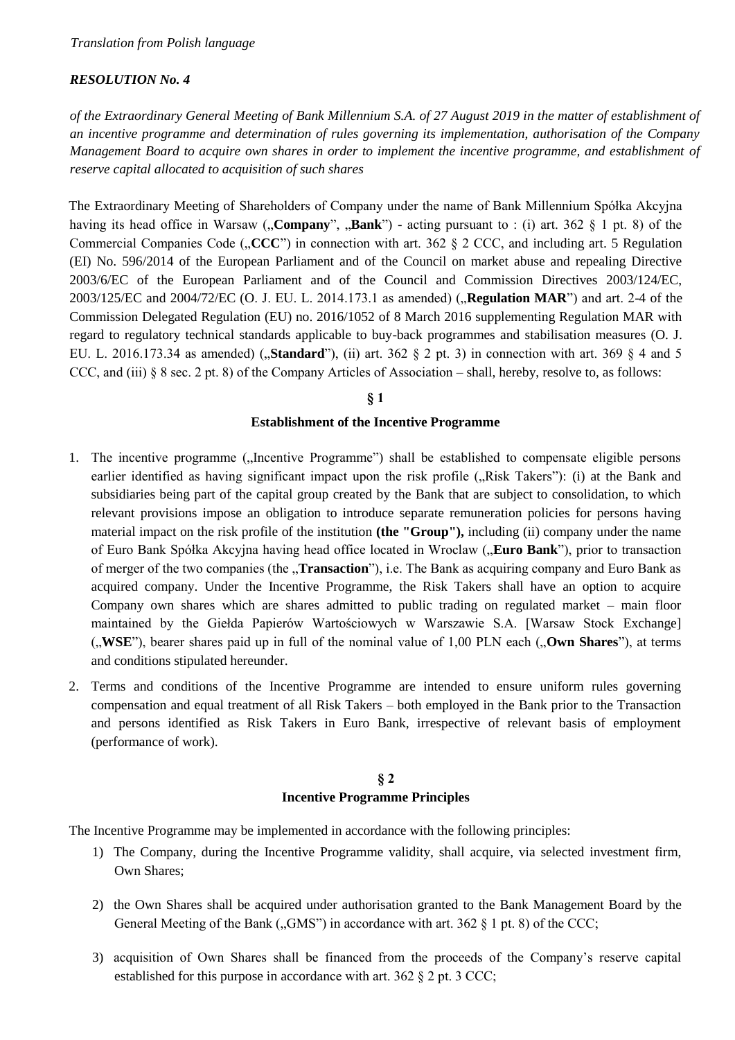*Translation from Polish language*

*RESOLUTION No. 4*

*of the Extraordinary General Meeting of Bank Millennium S.A. of 27 August 2019 in the matter of establishment of an incentive programme and determination of rules governing its implementation, authorisation of the Company Management Board to acquire own shares in order to implement the incentive programme, and establishment of reserve capital allocated to acquisition of such shares*

The Extraordinary Meeting of Shareholders of Company under the name of Bank Millennium Spółka Akcyjna having its head office in Warsaw („**Company**", „**Bank**") - acting pursuant to : (i) art. 362 § 1 pt. 8) of the Commercial Companies Code („**CCC**") in connection with art. 362 § 2 CCC, and including art. 5 Regulation (EI) No. 596/2014 of the European Parliament and of the Council on market abuse and repealing Directive 2003/6/EC of the European Parliament and of the Council and Commission Directives 2003/124/EC, 2003/125/EC and 2004/72/EC (O. J. EU. L. 2014.173.1 as amended) („**Regulation MAR**") and art. 2-4 of the Commission Delegated Regulation (EU) no. 2016/1052 of 8 March 2016 supplementing Regulation MAR with regard to regulatory technical standards applicable to buy-back programmes and stabilisation measures (O. J. EU. L. 2016.173.34 as amended) („**Standard**"), (ii) art. 362 § 2 pt. 3) in connection with art. 369 § 4 and 5 CCC, and (iii) § 8 sec. 2 pt. 8) of the Company Articles of Association – shall, hereby, resolve to, as follows:

**§ 1**

**Establishment of the Incentive Programme**

1. The incentive programme („Incentive Programme") shall be established to compensate eligible persons earlier identified as having significant impact upon the risk profile („Risk Takers"): (i) at the Bank and subsidiaries being part of the capital group created by the Bank that are subject to consolidation, to which relevant provisions impose an obligation to introduce separate remuneration policies for persons having material impact on the risk profile of the institution **(the "Group"),** including (ii) company under the name of Euro Bank Spółka Akcyjna having head office located in Wroclaw („**Euro Bank**"), prior to transaction of merger of the two companies (the „**Transaction**"), i.e. The Bank as acquiring company and Euro Bank as acquired company. Under the Incentive Programme, the Risk Takers shall have an option to acquire Company own shares which are shares admitted to public trading on regulated market – main floor maintained by the Giełda Papierów Wartościowych w Warszawie S.A. [Warsaw Stock Exchange] („**WSE**"), bearer shares paid up in full of the nominal value of 1,00 PLN each („**Own Shares**"), at terms and conditions stipulated hereunder.
2. Terms and conditions of the Incentive Programme are intended to ensure uniform rules governing compensation and equal treatment of all Risk Takers – both employed in the Bank prior to the Transaction and persons identified as Risk Takers in Euro Bank, irrespective of relevant basis of employment (performance of work).

**§ 2**

**Incentive Programme Principles**

The Incentive Programme may be implemented in accordance with the following principles:

1) The Company, during the Incentive Programme validity, shall acquire, via selected investment firm, Own Shares;
2) the Own Shares shall be acquired under authorisation granted to the Bank Management Board by the General Meeting of the Bank („GMS") in accordance with art. 362 § 1 pt. 8) of the CCC;
3) acquisition of Own Shares shall be financed from the proceeds of the Company's reserve capital established for this purpose in accordance with art. 362 § 2 pt. 3 CCC;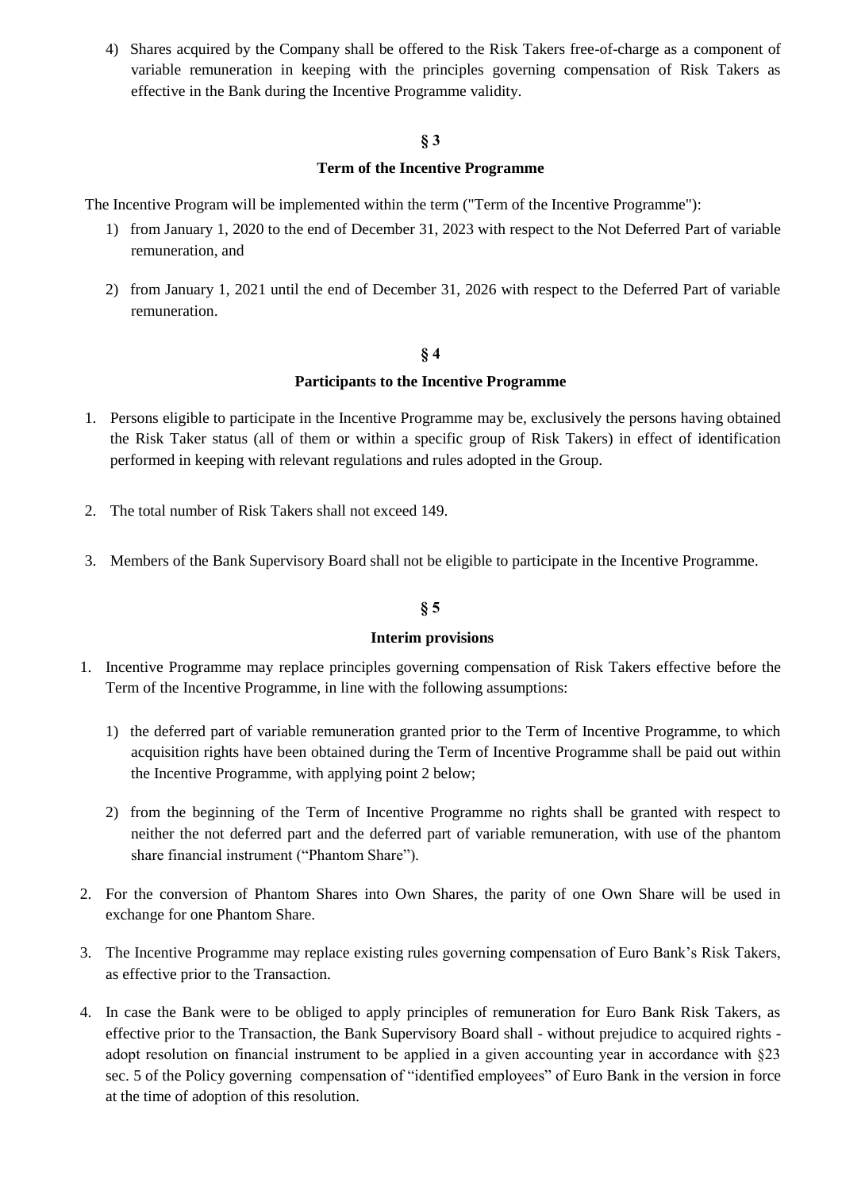4) Shares acquired by the Company shall be offered to the Risk Takers free-of-charge as a component of variable remuneration in keeping with the principles governing compensation of Risk Takers as effective in the Bank during the Incentive Programme validity.

**§ 3**

**Term of the Incentive Programme**

The Incentive Program will be implemented within the term ("Term of the Incentive Programme"):

1) from January 1, 2020 to the end of December 31, 2023 with respect to the Not Deferred Part of variable remuneration, and
2) from January 1, 2021 until the end of December 31, 2026 with respect to the Deferred Part of variable remuneration.

**§ 4**

**Participants to the Incentive Programme**

1. Persons eligible to participate in the Incentive Programme may be, exclusively the persons having obtained the Risk Taker status (all of them or within a specific group of Risk Takers) in effect of identification performed in keeping with relevant regulations and rules adopted in the Group.
2. The total number of Risk Takers shall not exceed 149.
3. Members of the Bank Supervisory Board shall not be eligible to participate in the Incentive Programme.

**§ 5**

**Interim provisions**

1. Incentive Programme may replace principles governing compensation of Risk Takers effective before the Term of the Incentive Programme, in line with the following assumptions:
   1) the deferred part of variable remuneration granted prior to the Term of Incentive Programme, to which acquisition rights have been obtained during the Term of Incentive Programme shall be paid out within the Incentive Programme, with applying point 2 below;
   2) from the beginning of the Term of Incentive Programme no rights shall be granted with respect to neither the not deferred part and the deferred part of variable remuneration, with use of the phantom share financial instrument ("Phantom Share").
2. For the conversion of Phantom Shares into Own Shares, the parity of one Own Share will be used in exchange for one Phantom Share.
3. The Incentive Programme may replace existing rules governing compensation of Euro Bank's Risk Takers, as effective prior to the Transaction.
4. In case the Bank were to be obliged to apply principles of remuneration for Euro Bank Risk Takers, as effective prior to the Transaction, the Bank Supervisory Board shall - without prejudice to acquired rights - adopt resolution on financial instrument to be applied in a given accounting year in accordance with §23 sec. 5 of the Policy governing compensation of "identified employees" of Euro Bank in the version in force at the time of adoption of this resolution.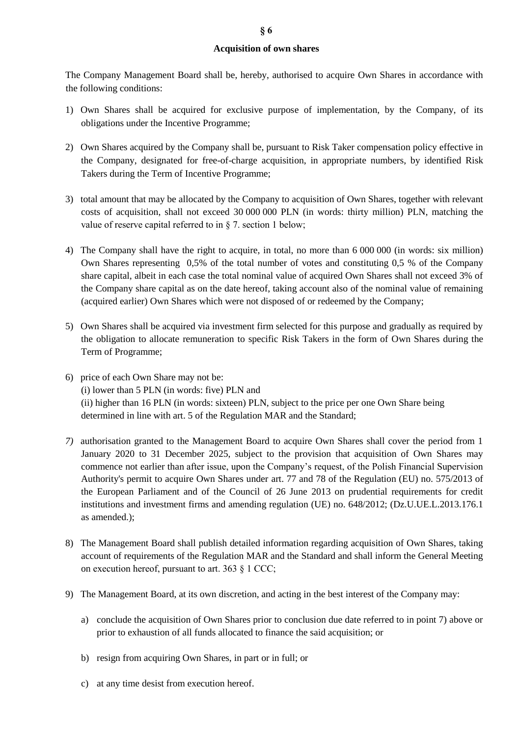## § 6

### Acquisition of own shares

The Company Management Board shall be, hereby, authorised to acquire Own Shares in accordance with the following conditions:

1) Own Shares shall be acquired for exclusive purpose of implementation, by the Company, of its obligations under the Incentive Programme;

2) Own Shares acquired by the Company shall be, pursuant to Risk Taker compensation policy effective in the Company, designated for free-of-charge acquisition, in appropriate numbers, by identified Risk Takers during the Term of Incentive Programme;

3) total amount that may be allocated by the Company to acquisition of Own Shares, together with relevant costs of acquisition, shall not exceed 30 000 000 PLN (in words: thirty million) PLN, matching the value of reserve capital referred to in § 7. section 1 below;

4) The Company shall have the right to acquire, in total, no more than 6 000 000 (in words: six million) Own Shares representing 0,5% of the total number of votes and constituting 0,5 % of the Company share capital, albeit in each case the total nominal value of acquired Own Shares shall not exceed 3% of the Company share capital as on the date hereof, taking account also of the nominal value of remaining (acquired earlier) Own Shares which were not disposed of or redeemed by the Company;

5) Own Shares shall be acquired via investment firm selected for this purpose and gradually as required by the obligation to allocate remuneration to specific Risk Takers in the form of Own Shares during the Term of Programme;

6) price of each Own Share may not be:
   (i) lower than 5 PLN (in words: five) PLN and
   (ii) higher than 16 PLN (in words: sixteen) PLN, subject to the price per one Own Share being determined in line with art. 5 of the Regulation MAR and the Standard;

*7)* authorisation granted to the Management Board to acquire Own Shares shall cover the period from 1 January 2020 to 31 December 2025, subject to the provision that acquisition of Own Shares may commence not earlier than after issue, upon the Company's request, of the Polish Financial Supervision Authority's permit to acquire Own Shares under art. 77 and 78 of the Regulation (EU) no. 575/2013 of the European Parliament and of the Council of 26 June 2013 on prudential requirements for credit institutions and investment firms and amending regulation (UE) no. 648/2012; (Dz.U.UE.L.2013.176.1 as amended.);

8) The Management Board shall publish detailed information regarding acquisition of Own Shares, taking account of requirements of the Regulation MAR and the Standard and shall inform the General Meeting on execution hereof, pursuant to art. 363 § 1 CCC;

9) The Management Board, at its own discretion, and acting in the best interest of the Company may:

   a) conclude the acquisition of Own Shares prior to conclusion due date referred to in point 7) above or prior to exhaustion of all funds allocated to finance the said acquisition; or

   b) resign from acquiring Own Shares, in part or in full; or

   c) at any time desist from execution hereof.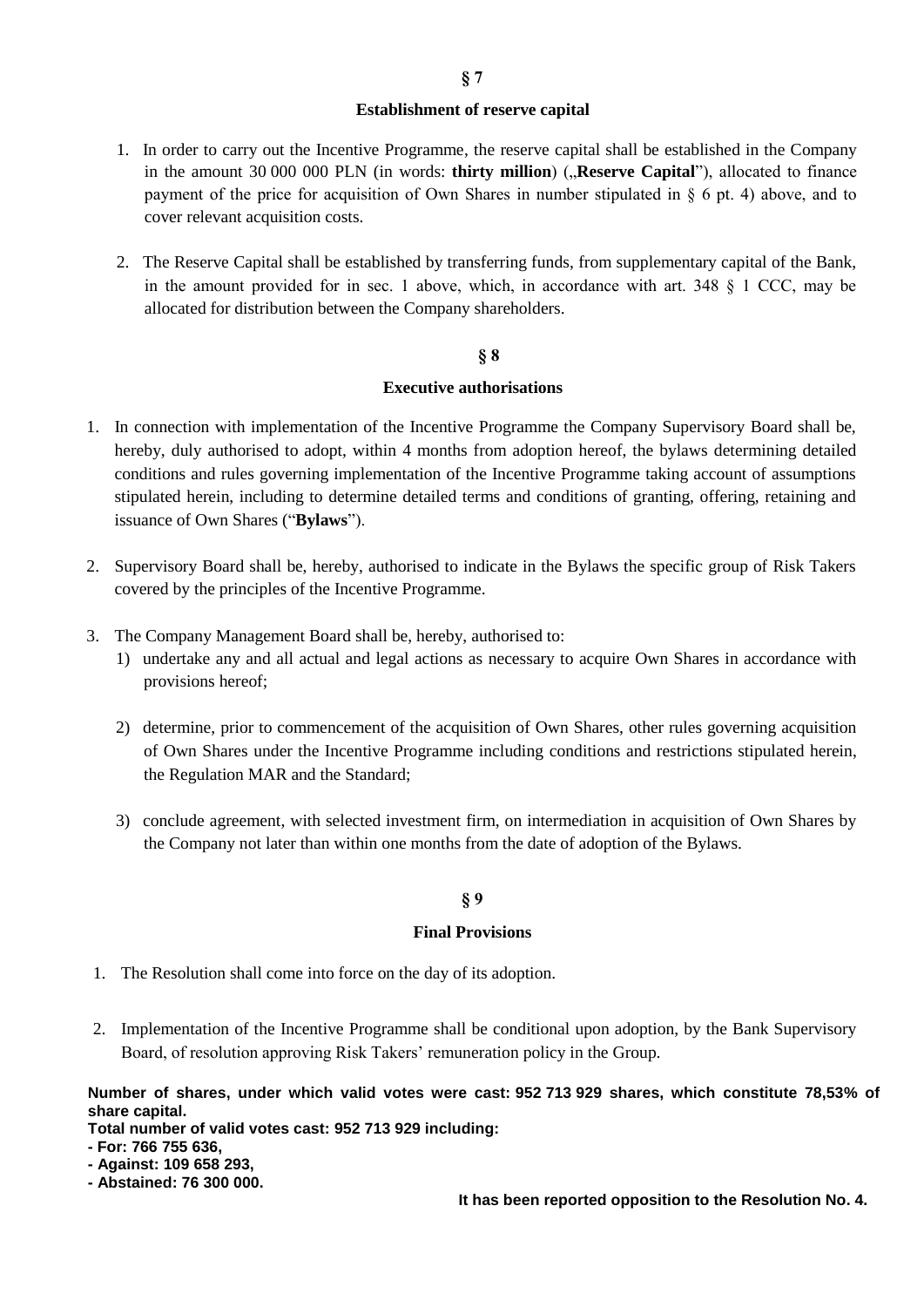## § 7

### Establishment of reserve capital

1. In order to carry out the Incentive Programme, the reserve capital shall be established in the Company in the amount 30 000 000 PLN (in words: **thirty million**) („**Reserve Capital**"), allocated to finance payment of the price for acquisition of Own Shares in number stipulated in § 6 pt. 4) above, and to cover relevant acquisition costs.

2. The Reserve Capital shall be established by transferring funds, from supplementary capital of the Bank, in the amount provided for in sec. 1 above, which, in accordance with art. 348 § 1 CCC, may be allocated for distribution between the Company shareholders.

## § 8

### Executive authorisations

1. In connection with implementation of the Incentive Programme the Company Supervisory Board shall be, hereby, duly authorised to adopt, within 4 months from adoption hereof, the bylaws determining detailed conditions and rules governing implementation of the Incentive Programme taking account of assumptions stipulated herein, including to determine detailed terms and conditions of granting, offering, retaining and issuance of Own Shares ("**Bylaws**").

2. Supervisory Board shall be, hereby, authorised to indicate in the Bylaws the specific group of Risk Takers covered by the principles of the Incentive Programme.

3. The Company Management Board shall be, hereby, authorised to:
   1) undertake any and all actual and legal actions as necessary to acquire Own Shares in accordance with provisions hereof;

   2) determine, prior to commencement of the acquisition of Own Shares, other rules governing acquisition of Own Shares under the Incentive Programme including conditions and restrictions stipulated herein, the Regulation MAR and the Standard;

   3) conclude agreement, with selected investment firm, on intermediation in acquisition of Own Shares by the Company not later than within one months from the date of adoption of the Bylaws.

## § 9

### Final Provisions

1. The Resolution shall come into force on the day of its adoption.

2. Implementation of the Incentive Programme shall be conditional upon adoption, by the Bank Supervisory Board, of resolution approving Risk Takers' remuneration policy in the Group.

**Number of shares, under which valid votes were cast: 952 713 929 shares, which constitute 78,53% of share capital.**
**Total number of valid votes cast: 952 713 929 including:**
**- For: 766 755 636,**
**- Against: 109 658 293,**
**- Abstained: 76 300 000.**

**It has been reported opposition to the Resolution No. 4.**